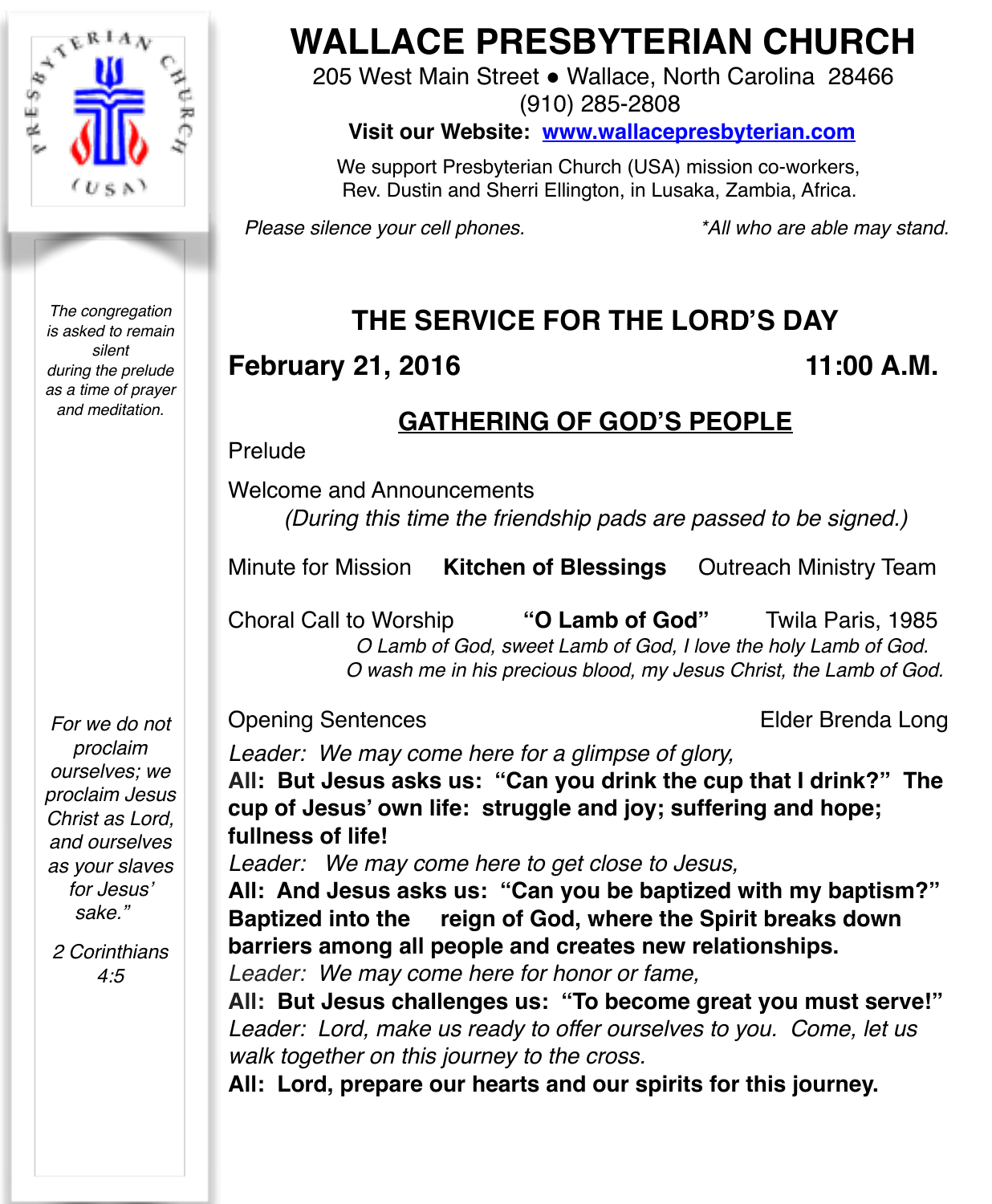# WALLACE PRESBYTERIAN CHURCH

205 West Main Street • Wallace, North Carolina 28466
(910) 285-2808

**Visit our Website: www.wallacepresbyterian.com**

We support Presbyterian Church (USA) mission co-workers,
Rev. Dustin and Sherri Ellington, in Lusaka, Zambia, Africa.

*Please silence your cell phones.* *\*All who are able may stand.*

*The congregation is asked to remain silent during the prelude as a time of prayer and meditation.*

## THE SERVICE FOR THE LORD'S DAY

**February 21, 2016** **11:00 A.M.**

### GATHERING OF GOD'S PEOPLE

Prelude

Welcome and Announcements
*(During this time the friendship pads are passed to be signed.)*

Minute for Mission **Kitchen of Blessings** Outreach Ministry Team

Choral Call to Worship **"O Lamb of God"** Twila Paris, 1985
*O Lamb of God, sweet Lamb of God, I love the holy Lamb of God.*
*O wash me in his precious blood, my Jesus Christ, the Lamb of God.*

*For we do not proclaim ourselves; we proclaim Jesus Christ as Lord, and ourselves as your slaves for Jesus' sake."*

*2 Corinthians 4:5*

Opening Sentences Elder Brenda Long

*Leader: We may come here for a glimpse of glory,*
**All: But Jesus asks us: "Can you drink the cup that I drink?" The cup of Jesus' own life: struggle and joy; suffering and hope; fullness of life!**
*Leader: We may come here to get close to Jesus,*
**All: And Jesus asks us: "Can you be baptized with my baptism?" Baptized into the reign of God, where the Spirit breaks down barriers among all people and creates new relationships.**
*Leader: We may come here for honor or fame,*
**All: But Jesus challenges us: "To become great you must serve!"**
*Leader: Lord, make us ready to offer ourselves to you. Come, let us walk together on this journey to the cross.*
**All: Lord, prepare our hearts and our spirits for this journey.**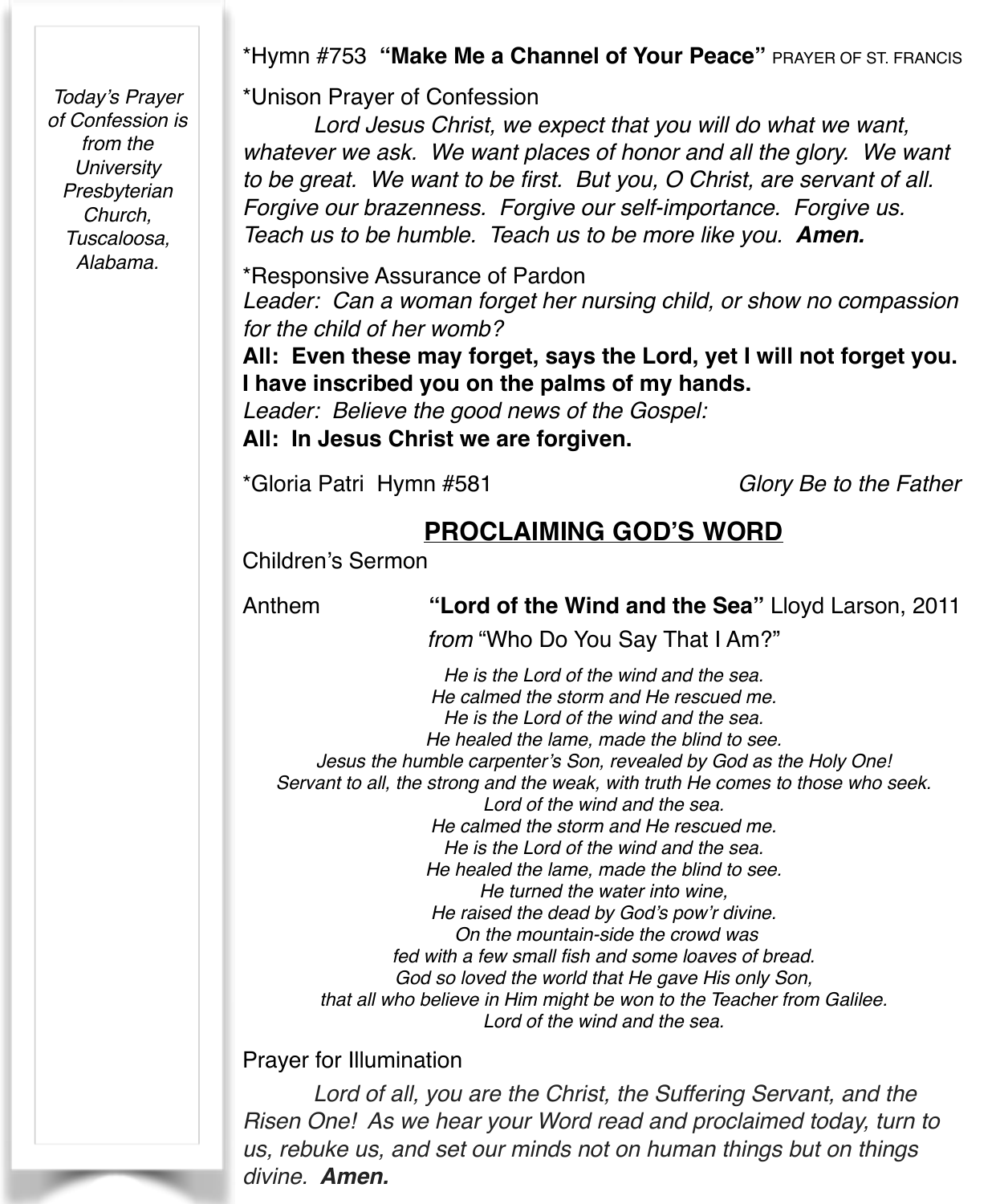*Today's Prayer of Confession is from the University Presbyterian Church, Tuscaloosa, Alabama.*

*Hymn #753 **"Make Me a Channel of Your Peace"** PRAYER OF ST. FRANCIS

*Unison Prayer of Confession

*Lord Jesus Christ, we expect that you will do what we want, whatever we ask. We want places of honor and all the glory. We want to be great. We want to be first. But you, O Christ, are servant of all. Forgive our brazenness. Forgive our self-importance. Forgive us. Teach us to be humble. Teach us to be more like you.* ***Amen.***

*Responsive Assurance of Pardon

*Leader: Can a woman forget her nursing child, or show no compassion for the child of her womb?*

**All: Even these may forget, says the Lord, yet I will not forget you. I have inscribed you on the palms of my hands.**

*Leader: Believe the good news of the Gospel:*

**All: In Jesus Christ we are forgiven.**

*Gloria Patri Hymn #581 *Glory Be to the Father*

## PROCLAIMING GOD'S WORD

Children's Sermon

Anthem **"Lord of the Wind and the Sea"** Lloyd Larson, 2011
*from* "Who Do You Say That I Am?"

*He is the Lord of the wind and the sea.*
*He calmed the storm and He rescued me.*
*He is the Lord of the wind and the sea.*
*He healed the lame, made the blind to see.*
*Jesus the humble carpenter's Son, revealed by God as the Holy One!*
*Servant to all, the strong and the weak, with truth He comes to those who seek.*
*Lord of the wind and the sea.*
*He calmed the storm and He rescued me.*
*He is the Lord of the wind and the sea.*
*He healed the lame, made the blind to see.*
*He turned the water into wine,*
*He raised the dead by God's pow'r divine.*
*On the mountain-side the crowd was*
*fed with a few small fish and some loaves of bread.*
*God so loved the world that He gave His only Son,*
*that all who believe in Him might be won to the Teacher from Galilee.*
*Lord of the wind and the sea.*

Prayer for Illumination

*Lord of all, you are the Christ, the Suffering Servant, and the Risen One! As we hear your Word read and proclaimed today, turn to us, rebuke us, and set our minds not on human things but on things divine.* ***Amen.***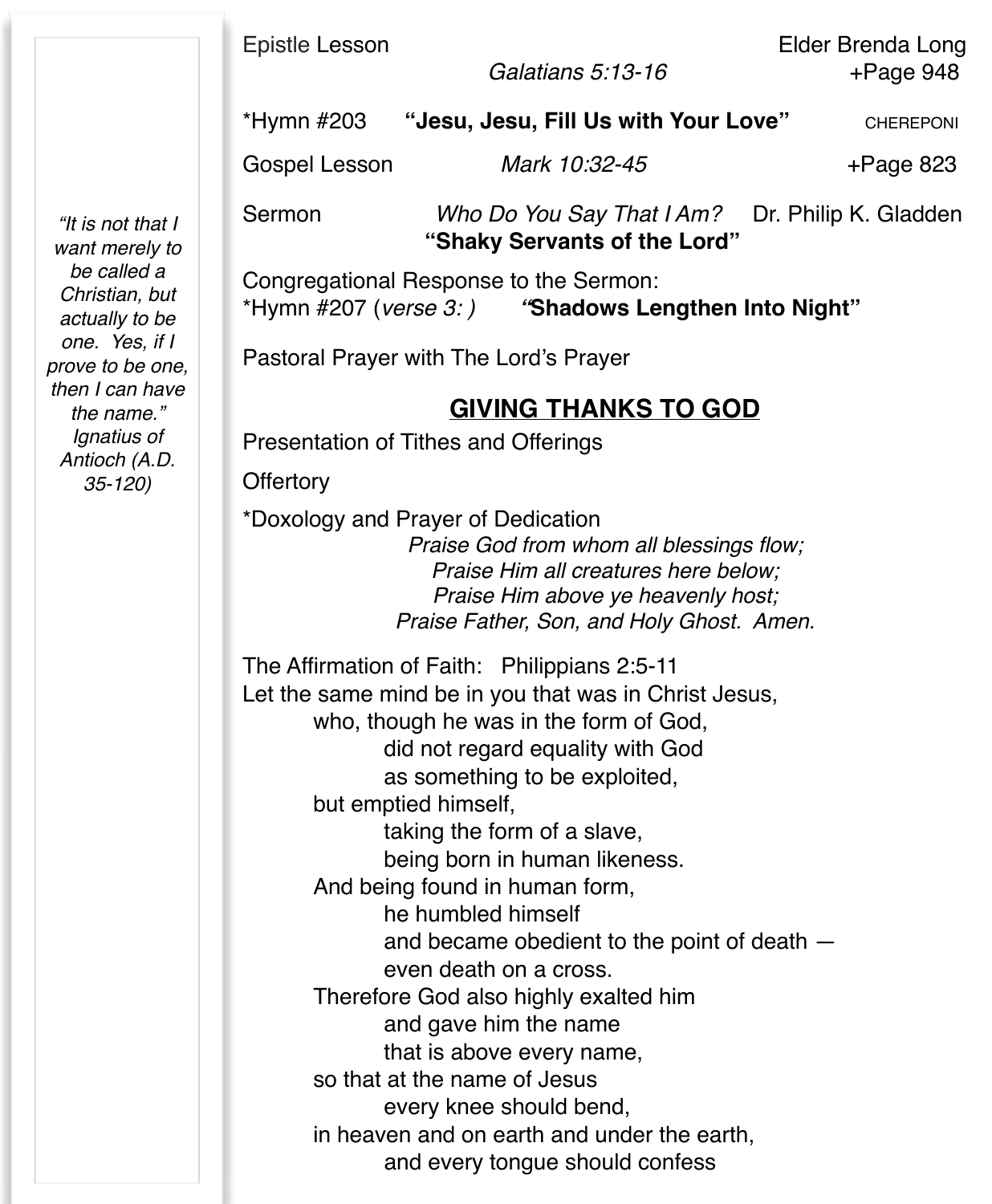Epistle Lesson Elder Brenda Long
*Galatians 5:13-16* +Page 948

*Hymn #203 **"Jesu, Jesu, Fill Us with Your Love"** CHEREPONI

Gospel Lesson *Mark 10:32-45* +Page 823

Sermon *Who Do You Say That I Am?* Dr. Philip K. Gladden
**"Shaky Servants of the Lord"**

Congregational Response to the Sermon:
*Hymn #207 (*verse 3: )* **"Shadows Lengthen Into Night"**

Pastoral Prayer with The Lord's Prayer

## GIVING THANKS TO GOD

Presentation of Tithes and Offerings

Offertory

*Doxology and Prayer of Dedication

*Praise God from whom all blessings flow;*
*Praise Him all creatures here below;*
*Praise Him above ye heavenly host;*
*Praise Father, Son, and Holy Ghost. Amen.*

The Affirmation of Faith: Philippians 2:5-11
Let the same mind be in you that was in Christ Jesus,
who, though he was in the form of God,
did not regard equality with God
as something to be exploited,
but emptied himself,
taking the form of a slave,
being born in human likeness.
And being found in human form,
he humbled himself
and became obedient to the point of death —
even death on a cross.
Therefore God also highly exalted him
and gave him the name
that is above every name,
so that at the name of Jesus
every knee should bend,
in heaven and on earth and under the earth,
and every tongue should confess

*"It is not that I want merely to be called a Christian, but actually to be one. Yes, if I prove to be one, then I can have the name." Ignatius of Antioch (A.D. 35-120)*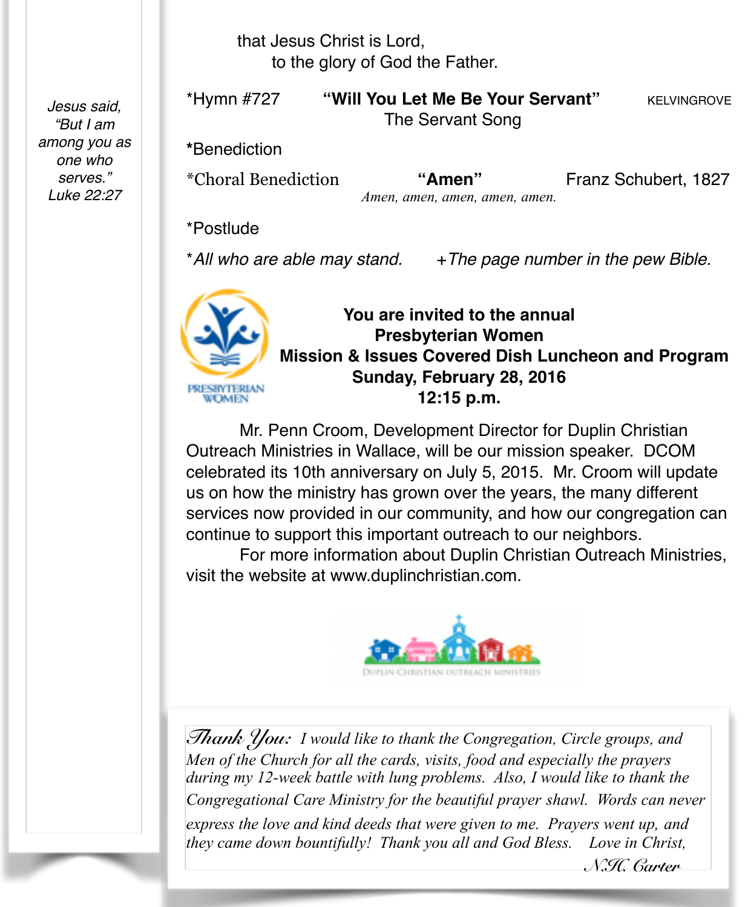*Jesus said, "But I am among you as one who serves." Luke 22:27*

that Jesus Christ is Lord,
to the glory of God the Father.

*Hymn #727 **"Will You Let Me Be Your Servant"** KELVINGROVE
The Servant Song

***Benediction**

*Choral Benediction **"Amen"** Franz Schubert, 1827
*Amen, amen, amen, amen, amen.*

*Postlude

**All who are able may stand.* +*The page number in the pew Bible.*

PRESBYTERIAN WOMEN

**You are invited to the annual**
**Presbyterian Women**
**Mission & Issues Covered Dish Luncheon and Program**
**Sunday, February 28, 2016**
**12:15 p.m.**

Mr. Penn Croom, Development Director for Duplin Christian Outreach Ministries in Wallace, will be our mission speaker. DCOM celebrated its 10th anniversary on July 5, 2015. Mr. Croom will update us on how the ministry has grown over the years, the many different services now provided in our community, and how our congregation can continue to support this important outreach to our neighbors.

For more information about Duplin Christian Outreach Ministries, visit the website at www.duplinchristian.com.

DUPLIN CHRISTIAN OUTREACH MINISTRIES

*Thank You: I would like to thank the Congregation, Circle groups, and Men of the Church for all the cards, visits, food and especially the prayers during my 12-week battle with lung problems. Also, I would like to thank the Congregational Care Ministry for the beautiful prayer shawl. Words can never express the love and kind deeds that were given to me. Prayers went up, and they came down bountifully! Thank you all and God Bless. Love in Christ,*

*N.H. Carter*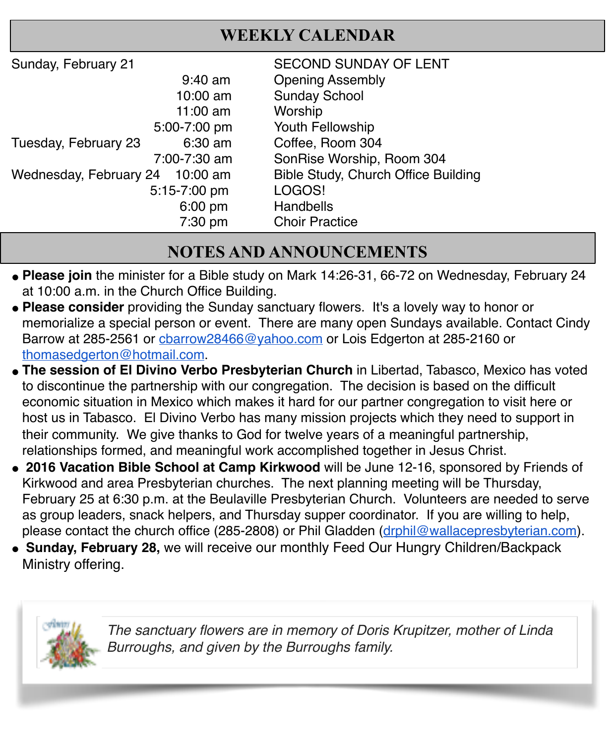## WEEKLY CALENDAR

| | | |
|---|---|---|
| Sunday, February 21 | | SECOND SUNDAY OF LENT |
| | 9:40 am | Opening Assembly |
| | 10:00 am | Sunday School |
| | 11:00 am | Worship |
| | 5:00-7:00 pm | Youth Fellowship |
| Tuesday, February 23 | 6:30 am | Coffee, Room 304 |
| | 7:00-7:30 am | SonRise Worship, Room 304 |
| Wednesday, February 24 | 10:00 am | Bible Study, Church Office Building |
| | 5:15-7:00 pm | LOGOS! |
| | 6:00 pm | Handbells |
| | 7:30 pm | Choir Practice |

## NOTES AND ANNOUNCEMENTS

- **Please join** the minister for a Bible study on Mark 14:26-31, 66-72 on Wednesday, February 24 at 10:00 a.m. in the Church Office Building.
- **Please consider** providing the Sunday sanctuary flowers. It's a lovely way to honor or memorialize a special person or event. There are many open Sundays available. Contact Cindy Barrow at 285-2561 or cbarrow28466@yahoo.com or Lois Edgerton at 285-2160 or thomasedgerton@hotmail.com.
- **The session of El Divino Verbo Presbyterian Church** in Libertad, Tabasco, Mexico has voted to discontinue the partnership with our congregation. The decision is based on the difficult economic situation in Mexico which makes it hard for our partner congregation to visit here or host us in Tabasco. El Divino Verbo has many mission projects which they need to support in their community. We give thanks to God for twelve years of a meaningful partnership, relationships formed, and meaningful work accomplished together in Jesus Christ.
- **2016 Vacation Bible School at Camp Kirkwood** will be June 12-16, sponsored by Friends of Kirkwood and area Presbyterian churches. The next planning meeting will be Thursday, February 25 at 6:30 p.m. at the Beulaville Presbyterian Church. Volunteers are needed to serve as group leaders, snack helpers, and Thursday supper coordinator. If you are willing to help, please contact the church office (285-2808) or Phil Gladden (drphil@wallacepresbyterian.com).
- **Sunday, February 28,** we will receive our monthly Feed Our Hungry Children/Backpack Ministry offering.

*The sanctuary flowers are in memory of Doris Krupitzer, mother of Linda Burroughs, and given by the Burroughs family.*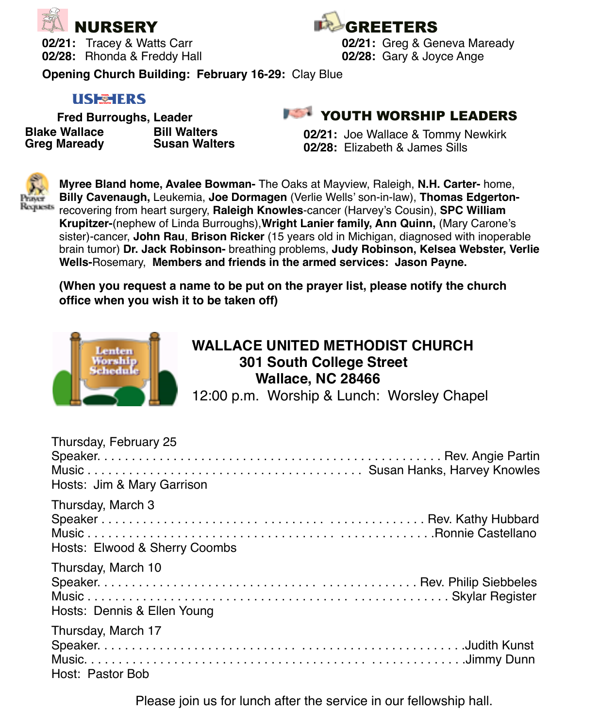## NURSERY

**02/21:** Tracey & Watts Carr
**02/28:** Rhonda & Freddy Hall

## GREETERS

**02/21:** Greg & Geneva Maready
**02/28:** Gary & Joyce Ange

**Opening Church Building: February 16-29:** Clay Blue

## USHERS

**Fred Burroughs, Leader**

**Blake Wallace** **Bill Walters**
**Greg Maready** **Susan Walters**

## YOUTH WORSHIP LEADERS

**02/21:** Joe Wallace & Tommy Newkirk
**02/28:** Elizabeth & James Sills

Prayer Requests

**Myree Bland home, Avalee Bowman-** The Oaks at Mayview, Raleigh, **N.H. Carter-** home, **Billy Cavenaugh,** Leukemia, **Joe Dormagen** (Verlie Wells' son-in-law), **Thomas Edgerton-** recovering from heart surgery, **Raleigh Knowles**-cancer (Harvey's Cousin), **SPC William Krupitzer-**(nephew of Linda Burroughs),**Wright Lanier family, Ann Quinn,** (Mary Carone's sister)-cancer, **John Rau**, **Brison Ricker** (15 years old in Michigan, diagnosed with inoperable brain tumor) **Dr. Jack Robinson-** breathing problems, **Judy Robinson, Kelsea Webster, Verlie Wells-**Rosemary, **Members and friends in the armed services: Jason Payne.**

**(When you request a name to be put on the prayer list, please notify the church office when you wish it to be taken off)**

Lenten Worship Schedule

**WALLACE UNITED METHODIST CHURCH**
**301 South College Street**
**Wallace, NC 28466**
12:00 p.m. Worship & Lunch: Worsley Chapel

Thursday, February 25
Speaker. . . . . . . . . . . . . . . . . . . . . . . . . . . . . . . . . . . . . . . . . . Rev. Angie Partin
Music . . . . . . . . . . . . . . . . . . . . . . . . . . . . . . . . . . . . . Susan Hanks, Harvey Knowles
Hosts: Jim & Mary Garrison

Thursday, March 3
Speaker . . . . . . . . . . . . . . . . . . . . . . . . . . . . . . . . . . . . . . . . . Rev. Kathy Hubbard
Music . . . . . . . . . . . . . . . . . . . . . . . . . . . . . . . . . . . . . . . . . . .Ronnie Castellano
Hosts: Elwood & Sherry Coombs

Thursday, March 10
Speaker. . . . . . . . . . . . . . . . . . . . . . . . . . . . . . . . . . . . . . . . Rev. Philip Siebbeles
Music . . . . . . . . . . . . . . . . . . . . . . . . . . . . . . . . . . . . . . . . . . . . . Skylar Register
Hosts: Dennis & Ellen Young

Thursday, March 17
Speaker. . . . . . . . . . . . . . . . . . . . . . . . . . . . . . . . . . . . . . . . . . . . . . .Judith Kunst
Music. . . . . . . . . . . . . . . . . . . . . . . . . . . . . . . . . . . . . . . . . . . . . . . .Jimmy Dunn
Host: Pastor Bob

Please join us for lunch after the service in our fellowship hall.